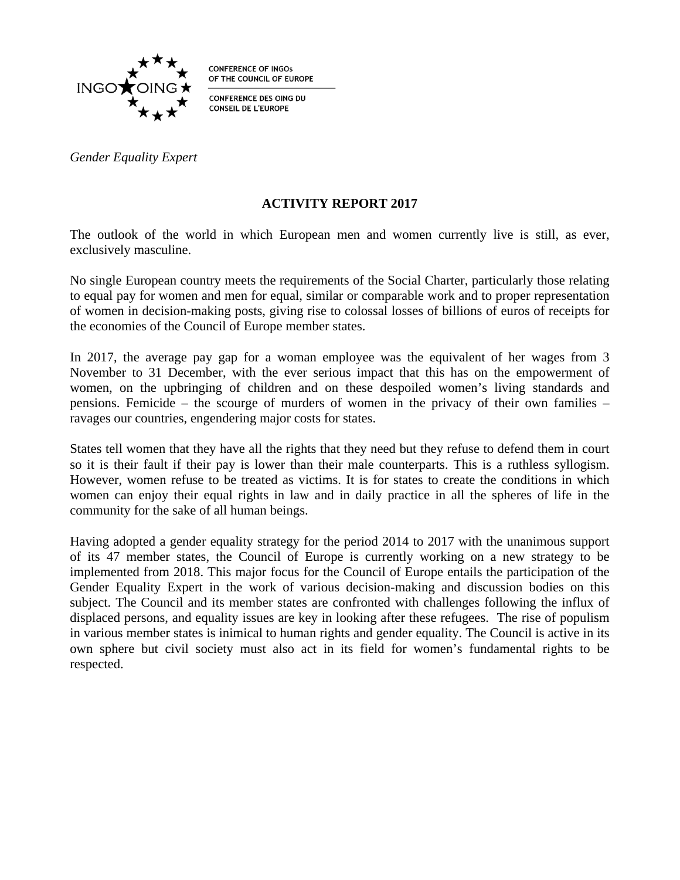CONFERENCE OF INGOs
OF THE COUNCIL OF EUROPE

CONFERENCE DES OING DU
CONSEIL DE L'EUROPE

*Gender Equality Expert*

# ACTIVITY REPORT 2017

The outlook of the world in which European men and women currently live is still, as ever, exclusively masculine.

No single European country meets the requirements of the Social Charter, particularly those relating to equal pay for women and men for equal, similar or comparable work and to proper representation of women in decision-making posts, giving rise to colossal losses of billions of euros of receipts for the economies of the Council of Europe member states.

In 2017, the average pay gap for a woman employee was the equivalent of her wages from 3 November to 31 December, with the ever serious impact that this has on the empowerment of women, on the upbringing of children and on these despoiled women's living standards and pensions. Femicide – the scourge of murders of women in the privacy of their own families – ravages our countries, engendering major costs for states.

States tell women that they have all the rights that they need but they refuse to defend them in court so it is their fault if their pay is lower than their male counterparts. This is a ruthless syllogism. However, women refuse to be treated as victims. It is for states to create the conditions in which women can enjoy their equal rights in law and in daily practice in all the spheres of life in the community for the sake of all human beings.

Having adopted a gender equality strategy for the period 2014 to 2017 with the unanimous support of its 47 member states, the Council of Europe is currently working on a new strategy to be implemented from 2018. This major focus for the Council of Europe entails the participation of the Gender Equality Expert in the work of various decision-making and discussion bodies on this subject. The Council and its member states are confronted with challenges following the influx of displaced persons, and equality issues are key in looking after these refugees. The rise of populism in various member states is inimical to human rights and gender equality. The Council is active in its own sphere but civil society must also act in its field for women's fundamental rights to be respected.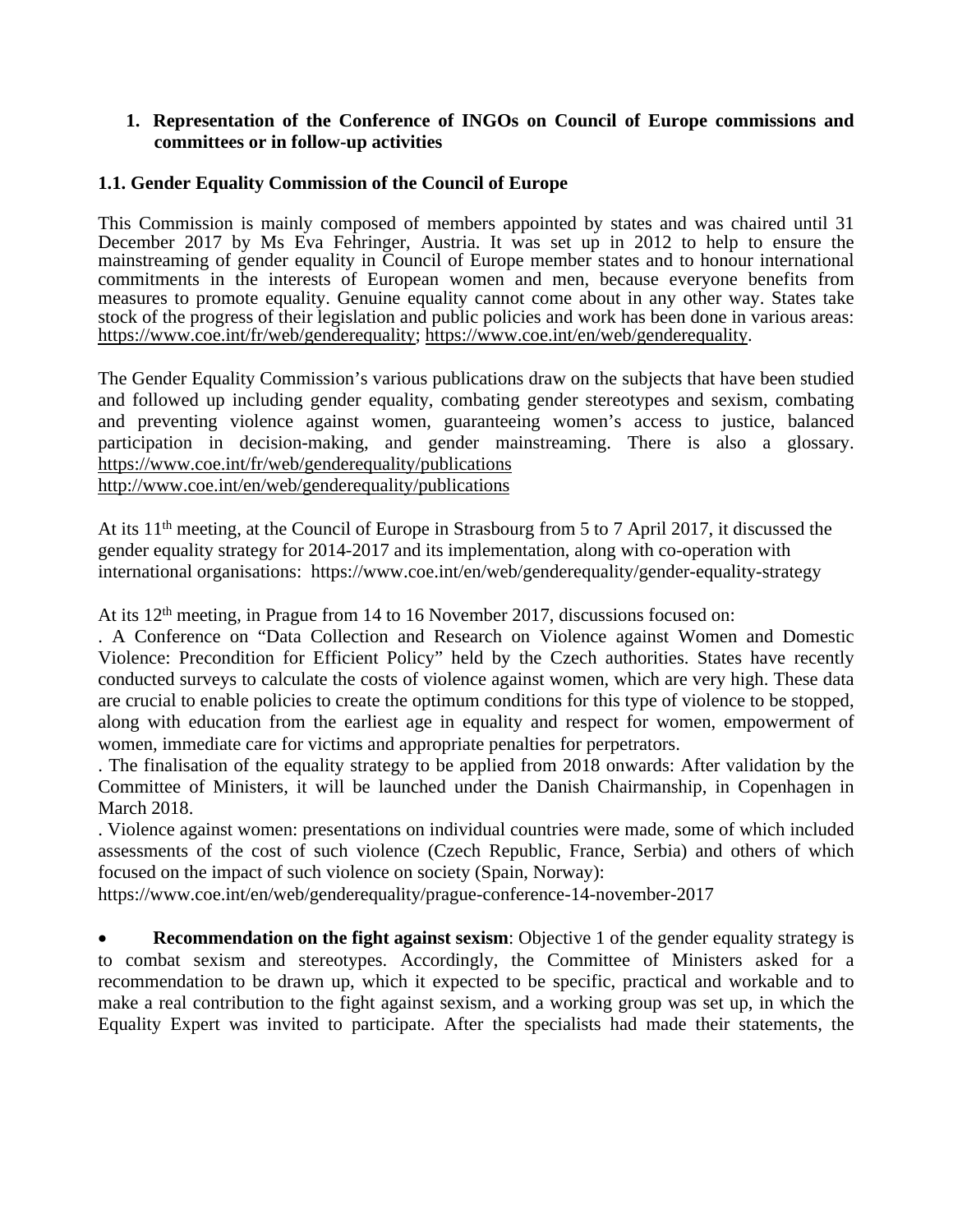1. **Representation of the Conference of INGOs on Council of Europe commissions and committees or in follow-up activities**

### 1.1. Gender Equality Commission of the Council of Europe

This Commission is mainly composed of members appointed by states and was chaired until 31 December 2017 by Ms Eva Fehringer, Austria. It was set up in 2012 to help to ensure the mainstreaming of gender equality in Council of Europe member states and to honour international commitments in the interests of European women and men, because everyone benefits from measures to promote equality. Genuine equality cannot come about in any other way. States take stock of the progress of their legislation and public policies and work has been done in various areas: https://www.coe.int/fr/web/genderequality; https://www.coe.int/en/web/genderequality.

The Gender Equality Commission's various publications draw on the subjects that have been studied and followed up including gender equality, combating gender stereotypes and sexism, combating and preventing violence against women, guaranteeing women's access to justice, balanced participation in decision-making, and gender mainstreaming. There is also a glossary. https://www.coe.int/fr/web/genderequality/publications
http://www.coe.int/en/web/genderequality/publications

At its 11th meeting, at the Council of Europe in Strasbourg from 5 to 7 April 2017, it discussed the gender equality strategy for 2014-2017 and its implementation, along with co-operation with international organisations: https://www.coe.int/en/web/genderequality/gender-equality-strategy

At its 12th meeting, in Prague from 14 to 16 November 2017, discussions focused on:
. A Conference on "Data Collection and Research on Violence against Women and Domestic Violence: Precondition for Efficient Policy" held by the Czech authorities. States have recently conducted surveys to calculate the costs of violence against women, which are very high. These data are crucial to enable policies to create the optimum conditions for this type of violence to be stopped, along with education from the earliest age in equality and respect for women, empowerment of women, immediate care for victims and appropriate penalties for perpetrators.
. The finalisation of the equality strategy to be applied from 2018 onwards: After validation by the Committee of Ministers, it will be launched under the Danish Chairmanship, in Copenhagen in March 2018.
. Violence against women: presentations on individual countries were made, some of which included assessments of the cost of such violence (Czech Republic, France, Serbia) and others of which focused on the impact of such violence on society (Spain, Norway):
https://www.coe.int/en/web/genderequality/prague-conference-14-november-2017

- **Recommendation on the fight against sexism**: Objective 1 of the gender equality strategy is to combat sexism and stereotypes. Accordingly, the Committee of Ministers asked for a recommendation to be drawn up, which it expected to be specific, practical and workable and to make a real contribution to the fight against sexism, and a working group was set up, in which the Equality Expert was invited to participate. After the specialists had made their statements, the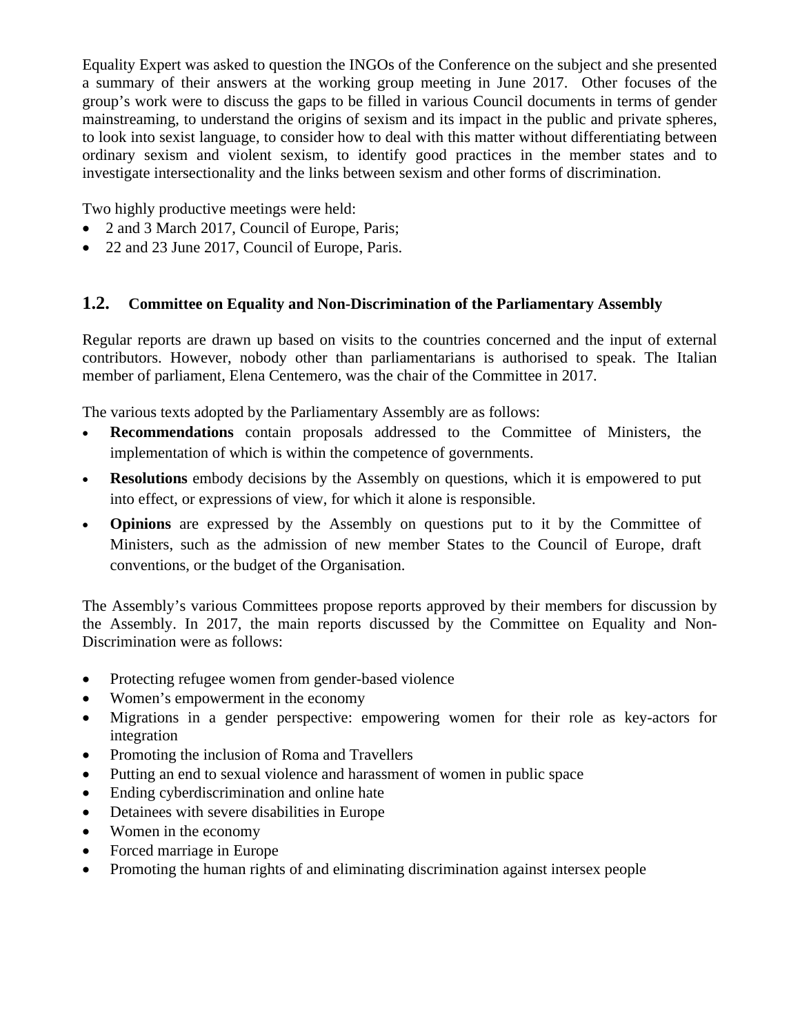Equality Expert was asked to question the INGOs of the Conference on the subject and she presented a summary of their answers at the working group meeting in June 2017. Other focuses of the group's work were to discuss the gaps to be filled in various Council documents in terms of gender mainstreaming, to understand the origins of sexism and its impact in the public and private spheres, to look into sexist language, to consider how to deal with this matter without differentiating between ordinary sexism and violent sexism, to identify good practices in the member states and to investigate intersectionality and the links between sexism and other forms of discrimination.

Two highly productive meetings were held:

- 2 and 3 March 2017, Council of Europe, Paris;
- 22 and 23 June 2017, Council of Europe, Paris.

## 1.2. Committee on Equality and Non-Discrimination of the Parliamentary Assembly

Regular reports are drawn up based on visits to the countries concerned and the input of external contributors. However, nobody other than parliamentarians is authorised to speak. The Italian member of parliament, Elena Centemero, was the chair of the Committee in 2017.

The various texts adopted by the Parliamentary Assembly are as follows:

- **Recommendations** contain proposals addressed to the Committee of Ministers, the implementation of which is within the competence of governments.
- **Resolutions** embody decisions by the Assembly on questions, which it is empowered to put into effect, or expressions of view, for which it alone is responsible.
- **Opinions** are expressed by the Assembly on questions put to it by the Committee of Ministers, such as the admission of new member States to the Council of Europe, draft conventions, or the budget of the Organisation.

The Assembly's various Committees propose reports approved by their members for discussion by the Assembly. In 2017, the main reports discussed by the Committee on Equality and Non-Discrimination were as follows:

- Protecting refugee women from gender-based violence
- Women's empowerment in the economy
- Migrations in a gender perspective: empowering women for their role as key-actors for integration
- Promoting the inclusion of Roma and Travellers
- Putting an end to sexual violence and harassment of women in public space
- Ending cyberdiscrimination and online hate
- Detainees with severe disabilities in Europe
- Women in the economy
- Forced marriage in Europe
- Promoting the human rights of and eliminating discrimination against intersex people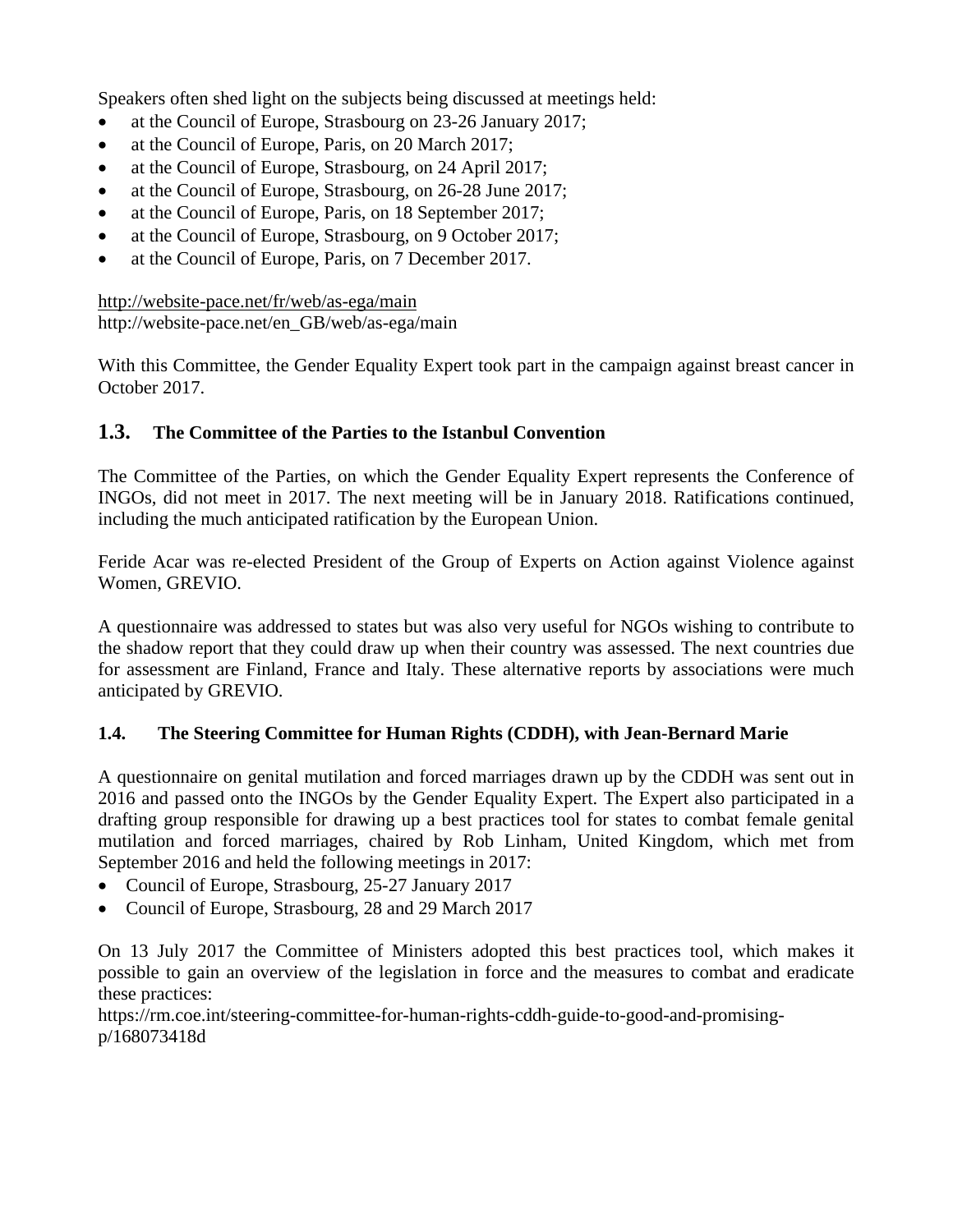Speakers often shed light on the subjects being discussed at meetings held:

- at the Council of Europe, Strasbourg on 23-26 January 2017;
- at the Council of Europe, Paris, on 20 March 2017;
- at the Council of Europe, Strasbourg, on 24 April 2017;
- at the Council of Europe, Strasbourg, on 26-28 June 2017;
- at the Council of Europe, Paris, on 18 September 2017;
- at the Council of Europe, Strasbourg, on 9 October 2017;
- at the Council of Europe, Paris, on 7 December 2017.

http://website-pace.net/fr/web/as-ega/main
http://website-pace.net/en_GB/web/as-ega/main

With this Committee, the Gender Equality Expert took part in the campaign against breast cancer in October 2017.

### 1.3. The Committee of the Parties to the Istanbul Convention

The Committee of the Parties, on which the Gender Equality Expert represents the Conference of INGOs, did not meet in 2017. The next meeting will be in January 2018. Ratifications continued, including the much anticipated ratification by the European Union.

Feride Acar was re-elected President of the Group of Experts on Action against Violence against Women, GREVIO.

A questionnaire was addressed to states but was also very useful for NGOs wishing to contribute to the shadow report that they could draw up when their country was assessed. The next countries due for assessment are Finland, France and Italy. These alternative reports by associations were much anticipated by GREVIO.

### 1.4. The Steering Committee for Human Rights (CDDH), with Jean-Bernard Marie

A questionnaire on genital mutilation and forced marriages drawn up by the CDDH was sent out in 2016 and passed onto the INGOs by the Gender Equality Expert. The Expert also participated in a drafting group responsible for drawing up a best practices tool for states to combat female genital mutilation and forced marriages, chaired by Rob Linham, United Kingdom, which met from September 2016 and held the following meetings in 2017:

- Council of Europe, Strasbourg, 25-27 January 2017
- Council of Europe, Strasbourg, 28 and 29 March 2017

On 13 July 2017 the Committee of Ministers adopted this best practices tool, which makes it possible to gain an overview of the legislation in force and the measures to combat and eradicate these practices:
https://rm.coe.int/steering-committee-for-human-rights-cddh-guide-to-good-and-promising-p/168073418d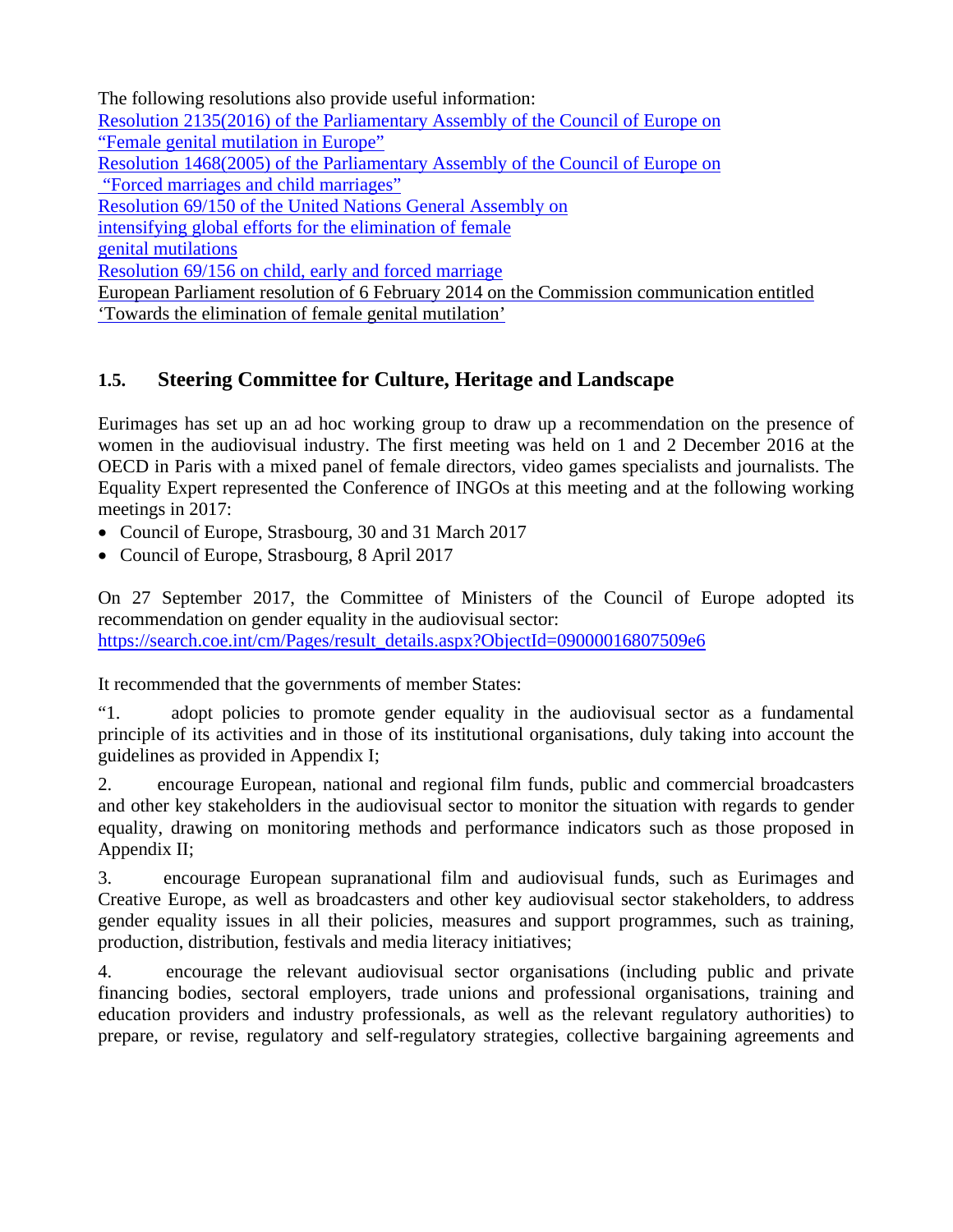The following resolutions also provide useful information:
Resolution 2135(2016) of the Parliamentary Assembly of the Council of Europe on “Female genital mutilation in Europe”
Resolution 1468(2005) of the Parliamentary Assembly of the Council of Europe on “Forced marriages and child marriages”
Resolution 69/150 of the United Nations General Assembly on intensifying global efforts for the elimination of female genital mutilations
Resolution 69/156 on child, early and forced marriage
European Parliament resolution of 6 February 2014 on the Commission communication entitled ‘Towards the elimination of female genital mutilation’

### 1.5. Steering Committee for Culture, Heritage and Landscape

Eurimages has set up an ad hoc working group to draw up a recommendation on the presence of women in the audiovisual industry. The first meeting was held on 1 and 2 December 2016 at the OECD in Paris with a mixed panel of female directors, video games specialists and journalists. The Equality Expert represented the Conference of INGOs at this meeting and at the following working meetings in 2017:

- Council of Europe, Strasbourg, 30 and 31 March 2017
- Council of Europe, Strasbourg, 8 April 2017

On 27 September 2017, the Committee of Ministers of the Council of Europe adopted its recommendation on gender equality in the audiovisual sector:
https://search.coe.int/cm/Pages/result_details.aspx?ObjectId=09000016807509e6

It recommended that the governments of member States:

“1. adopt policies to promote gender equality in the audiovisual sector as a fundamental principle of its activities and in those of its institutional organisations, duly taking into account the guidelines as provided in Appendix I;

2. encourage European, national and regional film funds, public and commercial broadcasters and other key stakeholders in the audiovisual sector to monitor the situation with regards to gender equality, drawing on monitoring methods and performance indicators such as those proposed in Appendix II;

3. encourage European supranational film and audiovisual funds, such as Eurimages and Creative Europe, as well as broadcasters and other key audiovisual sector stakeholders, to address gender equality issues in all their policies, measures and support programmes, such as training, production, distribution, festivals and media literacy initiatives;

4. encourage the relevant audiovisual sector organisations (including public and private financing bodies, sectoral employers, trade unions and professional organisations, training and education providers and industry professionals, as well as the relevant regulatory authorities) to prepare, or revise, regulatory and self-regulatory strategies, collective bargaining agreements and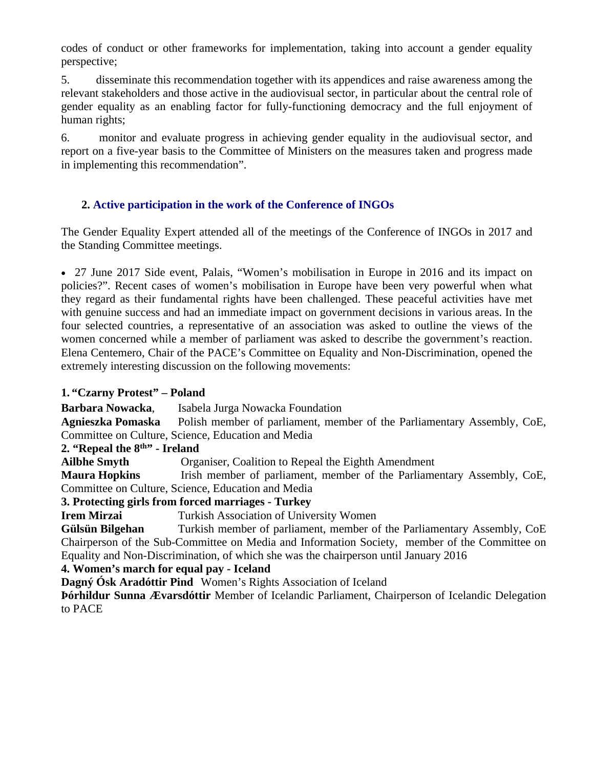codes of conduct or other frameworks for implementation, taking into account a gender equality perspective;

5. disseminate this recommendation together with its appendices and raise awareness among the relevant stakeholders and those active in the audiovisual sector, in particular about the central role of gender equality as an enabling factor for fully-functioning democracy and the full enjoyment of human rights;

6. monitor and evaluate progress in achieving gender equality in the audiovisual sector, and report on a five-year basis to the Committee of Ministers on the measures taken and progress made in implementing this recommendation".

## 2. Active participation in the work of the Conference of INGOs

The Gender Equality Expert attended all of the meetings of the Conference of INGOs in 2017 and the Standing Committee meetings.

- 27 June 2017 Side event, Palais, "Women's mobilisation in Europe in 2016 and its impact on policies?". Recent cases of women's mobilisation in Europe have been very powerful when what they regard as their fundamental rights have been challenged. These peaceful activities have met with genuine success and had an immediate impact on government decisions in various areas. In the four selected countries, a representative of an association was asked to outline the views of the women concerned while a member of parliament was asked to describe the government's reaction. Elena Centemero, Chair of the PACE's Committee on Equality and Non-Discrimination, opened the extremely interesting discussion on the following movements:

**1. "Czarny Protest" – Poland**

**Barbara Nowacka**, Isabela Jurga Nowacka Foundation

**Agnieszka Pomaska** Polish member of parliament, member of the Parliamentary Assembly, CoE, Committee on Culture, Science, Education and Media

**2. "Repeal the 8th" - Ireland**

**Ailbhe Smyth** Organiser, Coalition to Repeal the Eighth Amendment

**Maura Hopkins** Irish member of parliament, member of the Parliamentary Assembly, CoE, Committee on Culture, Science, Education and Media

**3. Protecting girls from forced marriages - Turkey**

**Irem Mirzai** Turkish Association of University Women

**Gülsün Bilgehan** Turkish member of parliament, member of the Parliamentary Assembly, CoE Chairperson of the Sub-Committee on Media and Information Society, member of the Committee on Equality and Non-Discrimination, of which she was the chairperson until January 2016

**4. Women's march for equal pay - Iceland**

**Dagný Ósk Aradóttir Pind** Women's Rights Association of Iceland

**Þórhildur Sunna Ævarsdóttir** Member of Icelandic Parliament, Chairperson of Icelandic Delegation to PACE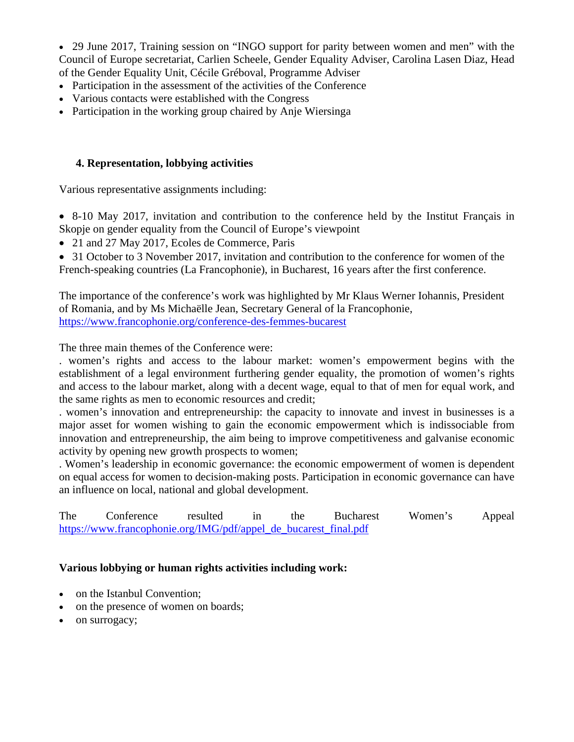- 29 June 2017, Training session on “INGO support for parity between women and men” with the Council of Europe secretariat, Carlien Scheele, Gender Equality Adviser, Carolina Lasen Diaz, Head of the Gender Equality Unit, Cécile Gréboval, Programme Adviser
- Participation in the assessment of the activities of the Conference
- Various contacts were established with the Congress
- Participation in the working group chaired by Anje Wiersinga

### 4. Representation, lobbying activities

Various representative assignments including:

- 8-10 May 2017, invitation and contribution to the conference held by the Institut Français in Skopje on gender equality from the Council of Europe’s viewpoint
- 21 and 27 May 2017, Ecoles de Commerce, Paris
- 31 October to 3 November 2017, invitation and contribution to the conference for women of the French-speaking countries (La Francophonie), in Bucharest, 16 years after the first conference.

The importance of the conference’s work was highlighted by Mr Klaus Werner Iohannis, President of Romania, and by Ms Michaëlle Jean, Secretary General of la Francophonie, https://www.francophonie.org/conference-des-femmes-bucarest

The three main themes of the Conference were:

. women’s rights and access to the labour market: women’s empowerment begins with the establishment of a legal environment furthering gender equality, the promotion of women’s rights and access to the labour market, along with a decent wage, equal to that of men for equal work, and the same rights as men to economic resources and credit;

. women’s innovation and entrepreneurship: the capacity to innovate and invest in businesses is a major asset for women wishing to gain the economic empowerment which is indissociable from innovation and entrepreneurship, the aim being to improve competitiveness and galvanise economic activity by opening new growth prospects to women;

. Women’s leadership in economic governance: the economic empowerment of women is dependent on equal access for women to decision-making posts. Participation in economic governance can have an influence on local, national and global development.

The Conference resulted in the Bucharest Women’s Appeal https://www.francophonie.org/IMG/pdf/appel_de_bucarest_final.pdf

**Various lobbying or human rights activities including work:**

- on the Istanbul Convention;
- on the presence of women on boards;
- on surrogacy;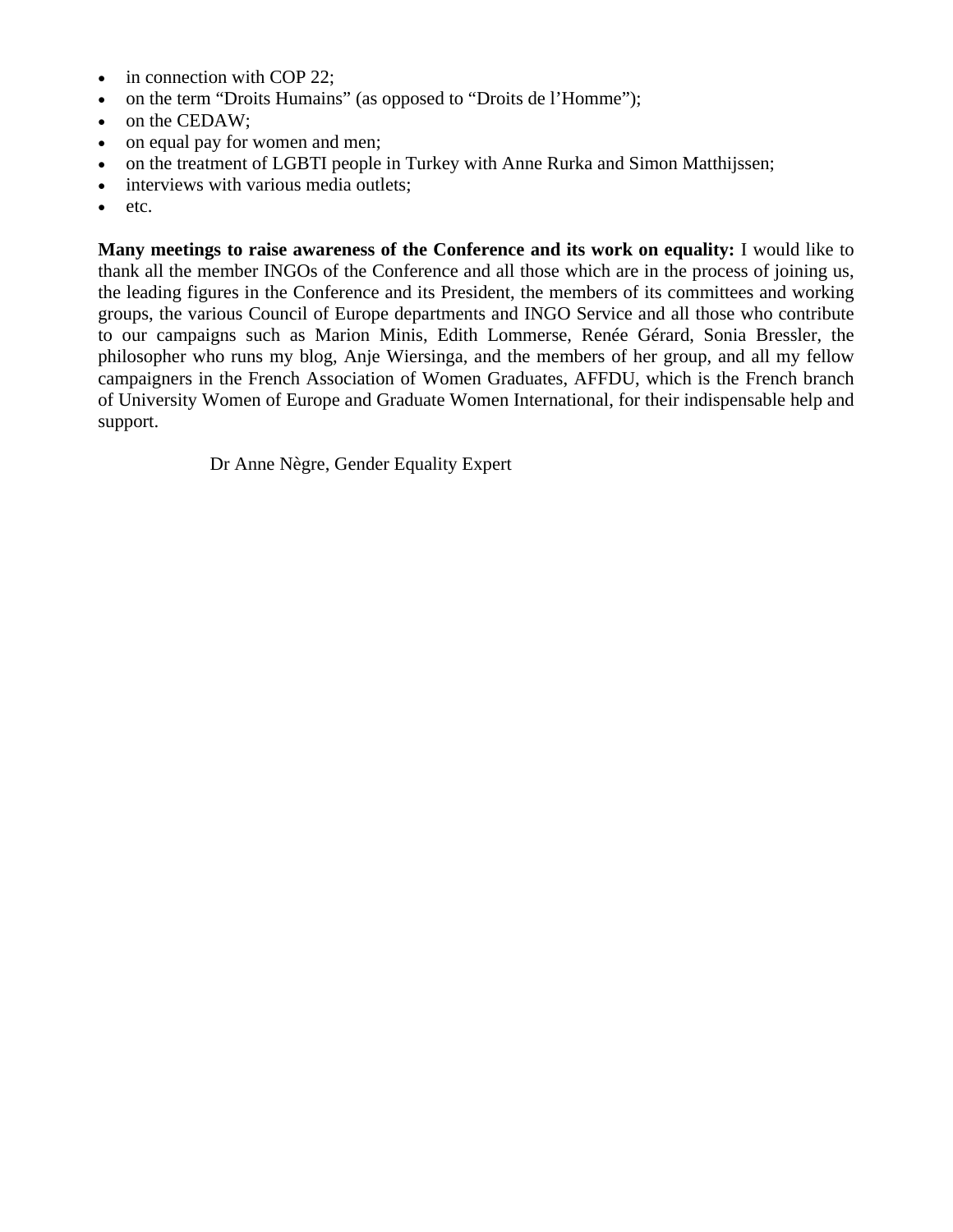- in connection with COP 22;
- on the term “Droits Humains” (as opposed to “Droits de l’Homme”);
- on the CEDAW;
- on equal pay for women and men;
- on the treatment of LGBTI people in Turkey with Anne Rurka and Simon Matthijssen;
- interviews with various media outlets;
- etc.

**Many meetings to raise awareness of the Conference and its work on equality:** I would like to thank all the member INGOs of the Conference and all those which are in the process of joining us, the leading figures in the Conference and its President, the members of its committees and working groups, the various Council of Europe departments and INGO Service and all those who contribute to our campaigns such as Marion Minis, Edith Lommerse, Renée Gérard, Sonia Bressler, the philosopher who runs my blog, Anje Wiersinga, and the members of her group, and all my fellow campaigners in the French Association of Women Graduates, AFFDU, which is the French branch of University Women of Europe and Graduate Women International, for their indispensable help and support.

Dr Anne Nègre, Gender Equality Expert